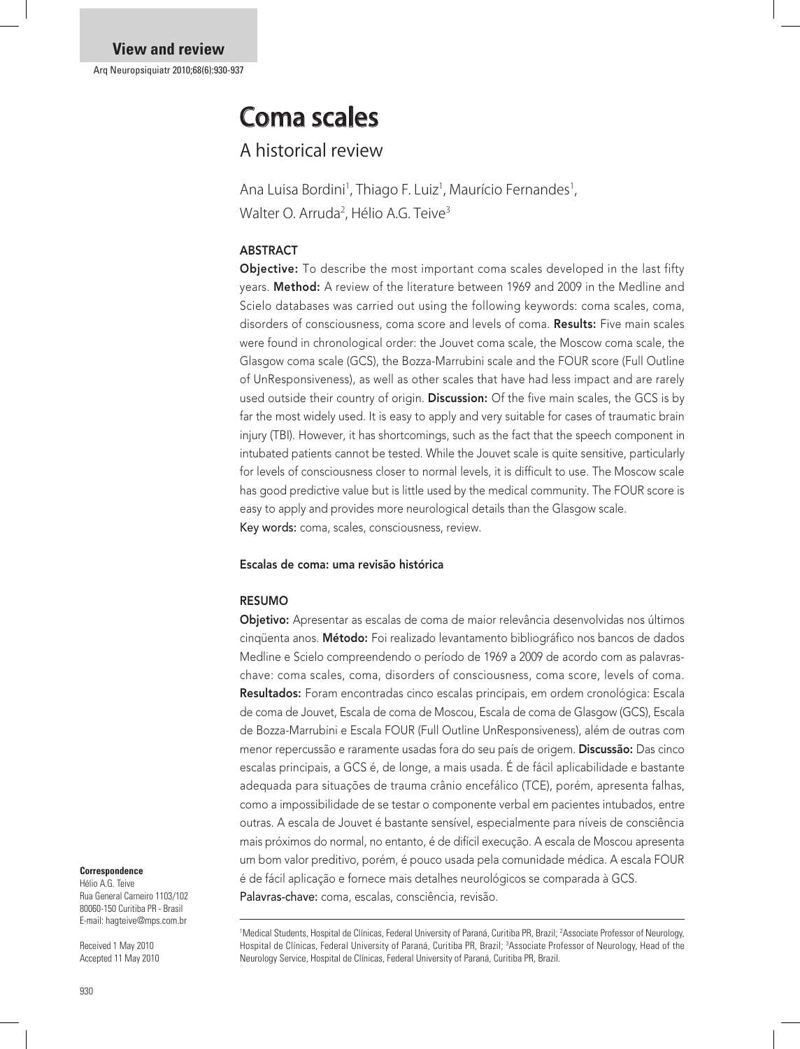**View and review**

# Coma scales

## A historical review

Ana Luisa Bordini[1], Thiago F. Luiz[1], Maurício Fernandes[1], Walter O. Arruda[2], Hélio A.G. Teive[3]

### ABSTRACT

**Objective:** To describe the most important coma scales developed in the last fifty years. **Method:** A review of the literature between 1969 and 2009 in the Medline and Scielo databases was carried out using the following keywords: coma scales, coma, disorders of consciousness, coma score and levels of coma. **Results:** Five main scales were found in chronological order: the Jouvet coma scale, the Moscow coma scale, the Glasgow coma scale (GCS), the Bozza-Marrubini scale and the FOUR score (Full Outline of UnResponsiveness), as well as other scales that have had less impact and are rarely used outside their country of origin. **Discussion:** Of the five main scales, the GCS is by far the most widely used. It is easy to apply and very suitable for cases of traumatic brain injury (TBI). However, it has shortcomings, such as the fact that the speech component in intubated patients cannot be tested. While the Jouvet scale is quite sensitive, particularly for levels of consciousness closer to normal levels, it is difficult to use. The Moscow scale has good predictive value but is little used by the medical community. The FOUR score is easy to apply and provides more neurological details than the Glasgow scale.

**Key words:** coma, scales, consciousness, review.

### Escalas de coma: uma revisão histórica

### RESUMO

**Objetivo:** Apresentar as escalas de coma de maior relevância desenvolvidas nos últimos cinqüenta anos. **Método:** Foi realizado levantamento bibliográfico nos bancos de dados Medline e Scielo compreendendo o período de 1969 a 2009 de acordo com as palavras-chave: coma scales, coma, disorders of consciousness, coma score, levels of coma. **Resultados:** Foram encontradas cinco escalas principais, em ordem cronológica: Escala de coma de Jouvet, Escala de coma de Moscou, Escala de coma de Glasgow (GCS), Escala de Bozza-Marrubini e Escala FOUR (Full Outline UnResponsiveness), além de outras com menor repercussão e raramente usadas fora do seu país de origem. **Discussão:** Das cinco escalas principais, a GCS é, de longe, a mais usada. É de fácil aplicabilidade e bastante adequada para situações de trauma crânio encefálico (TCE), porém, apresenta falhas, como a impossibilidade de se testar o componente verbal em pacientes intubados, entre outras. A escala de Jouvet é bastante sensível, especialmente para níveis de consciência mais próximos do normal, no entanto, é de difícil execução. A escala de Moscou apresenta um bom valor preditivo, porém, é pouco usada pela comunidade médica. A escala FOUR é de fácil aplicação e fornece mais detalhes neurológicos se comparada à GCS.

**Palavras-chave:** coma, escalas, consciência, revisão.

**Correspondence**
Hélio A.G. Teive
Rua General Carneiro 1103/102
80060-150 Curitiba PR - Brasil
E-mail: hagteive@mps.com.br

Received 1 May 2010
Accepted 11 May 2010

[1]Medical Students, Hospital de Clínicas, Federal University of Paraná, Curitiba PR, Brazil; [2]Associate Professor of Neurology, Hospital de Clínicas, Federal University of Paraná, Curitiba PR, Brazil; [3]Associate Professor of Neurology, Head of the Neurology Service, Hospital de Clínicas, Federal University of Paraná, Curitiba PR, Brazil.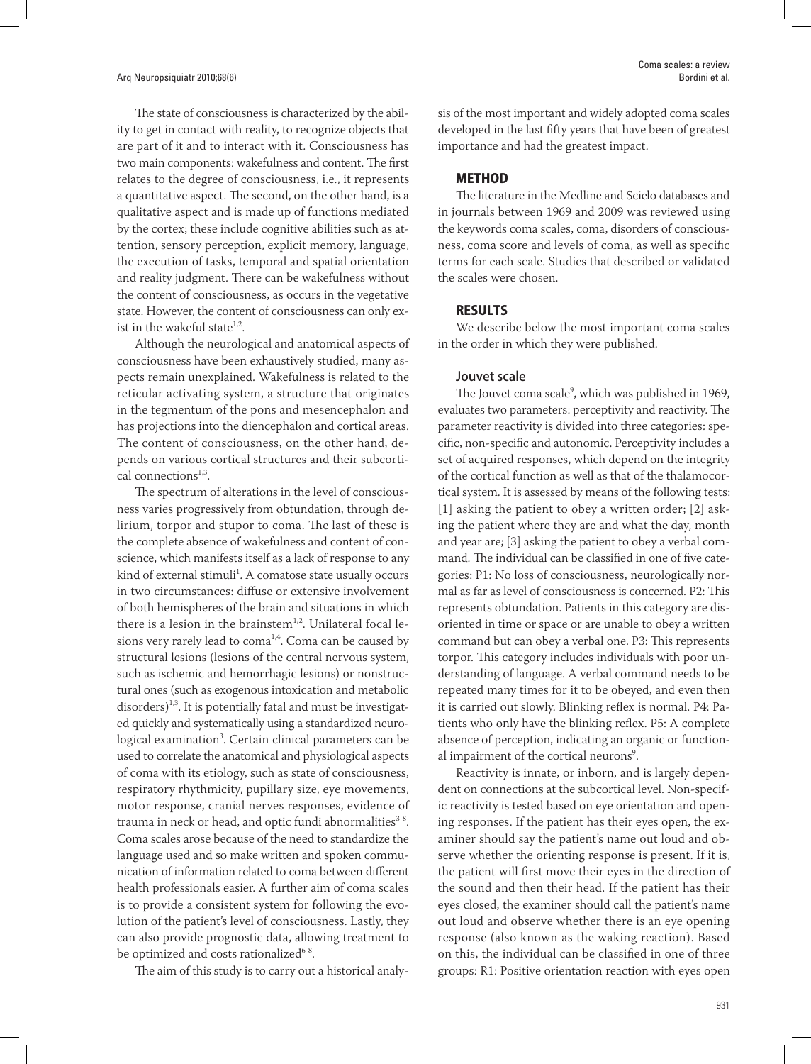The state of consciousness is characterized by the ability to get in contact with reality, to recognize objects that are part of it and to interact with it. Consciousness has two main components: wakefulness and content. The first relates to the degree of consciousness, i.e., it represents a quantitative aspect. The second, on the other hand, is a qualitative aspect and is made up of functions mediated by the cortex; these include cognitive abilities such as attention, sensory perception, explicit memory, language, the execution of tasks, temporal and spatial orientation and reality judgment. There can be wakefulness without the content of consciousness, as occurs in the vegetative state. However, the content of consciousness can only exist in the wakeful state[1,2].

Although the neurological and anatomical aspects of consciousness have been exhaustively studied, many aspects remain unexplained. Wakefulness is related to the reticular activating system, a structure that originates in the tegmentum of the pons and mesencephalon and has projections into the diencephalon and cortical areas. The content of consciousness, on the other hand, depends on various cortical structures and their subcortical connections[1,3].

The spectrum of alterations in the level of consciousness varies progressively from obtundation, through delirium, torpor and stupor to coma. The last of these is the complete absence of wakefulness and content of conscience, which manifests itself as a lack of response to any kind of external stimuli[1]. A comatose state usually occurs in two circumstances: diffuse or extensive involvement of both hemispheres of the brain and situations in which there is a lesion in the brainstem[1,2]. Unilateral focal lesions very rarely lead to coma[1,4]. Coma can be caused by structural lesions (lesions of the central nervous system, such as ischemic and hemorrhagic lesions) or nonstructural ones (such as exogenous intoxication and metabolic disorders)[1,3]. It is potentially fatal and must be investigated quickly and systematically using a standardized neurological examination[3]. Certain clinical parameters can be used to correlate the anatomical and physiological aspects of coma with its etiology, such as state of consciousness, respiratory rhythmicity, pupillary size, eye movements, motor response, cranial nerves responses, evidence of trauma in neck or head, and optic fundi abnormalities[3-8]. Coma scales arose because of the need to standardize the language used and so make written and spoken communication of information related to coma between different health professionals easier. A further aim of coma scales is to provide a consistent system for following the evolution of the patient's level of consciousness. Lastly, they can also provide prognostic data, allowing treatment to be optimized and costs rationalized[6-8].

The aim of this study is to carry out a historical analysis of the most important and widely adopted coma scales developed in the last fifty years that have been of greatest importance and had the greatest impact.

## METHOD

The literature in the Medline and Scielo databases and in journals between 1969 and 2009 was reviewed using the keywords coma scales, coma, disorders of consciousness, coma score and levels of coma, as well as specific terms for each scale. Studies that described or validated the scales were chosen.

## RESULTS

We describe below the most important coma scales in the order in which they were published.

### Jouvet scale

The Jouvet coma scale[9], which was published in 1969, evaluates two parameters: perceptivity and reactivity. The parameter reactivity is divided into three categories: specific, non-specific and autonomic. Perceptivity includes a set of acquired responses, which depend on the integrity of the cortical function as well as that of the thalamocortical system. It is assessed by means of the following tests: [1] asking the patient to obey a written order; [2] asking the patient where they are and what the day, month and year are; [3] asking the patient to obey a verbal command. The individual can be classified in one of five categories: P1: No loss of consciousness, neurologically normal as far as level of consciousness is concerned. P2: This represents obtundation. Patients in this category are disoriented in time or space or are unable to obey a written command but can obey a verbal one. P3: This represents torpor. This category includes individuals with poor understanding of language. A verbal command needs to be repeated many times for it to be obeyed, and even then it is carried out slowly. Blinking reflex is normal. P4: Patients who only have the blinking reflex. P5: A complete absence of perception, indicating an organic or functional impairment of the cortical neurons[9].

Reactivity is innate, or inborn, and is largely dependent on connections at the subcortical level. Non-specific reactivity is tested based on eye orientation and opening responses. If the patient has their eyes open, the examiner should say the patient's name out loud and observe whether the orienting response is present. If it is, the patient will first move their eyes in the direction of the sound and then their head. If the patient has their eyes closed, the examiner should call the patient's name out loud and observe whether there is an eye opening response (also known as the waking reaction). Based on this, the individual can be classified in one of three groups: R1: Positive orientation reaction with eyes open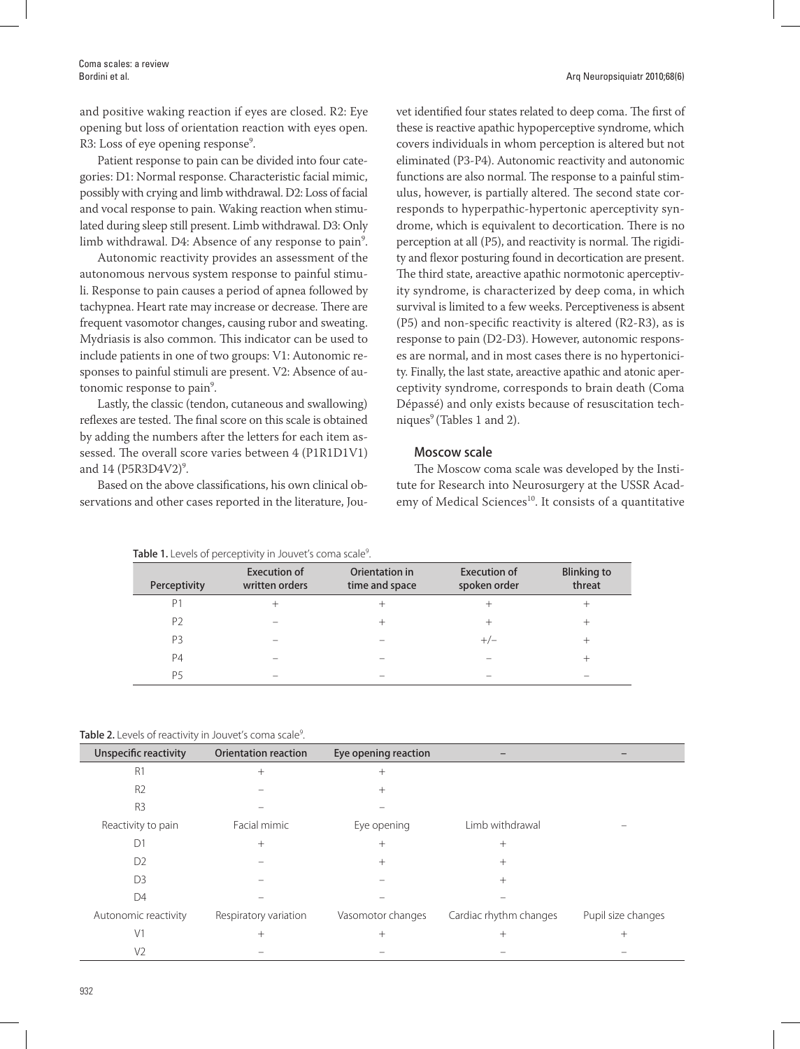and positive waking reaction if eyes are closed. R2: Eye opening but loss of orientation reaction with eyes open. R3: Loss of eye opening response[9].

Patient response to pain can be divided into four categories: D1: Normal response. Characteristic facial mimic, possibly with crying and limb withdrawal. D2: Loss of facial and vocal response to pain. Waking reaction when stimulated during sleep still present. Limb withdrawal. D3: Only limb withdrawal. D4: Absence of any response to pain[9].

Autonomic reactivity provides an assessment of the autonomous nervous system response to painful stimuli. Response to pain causes a period of apnea followed by tachypnea. Heart rate may increase or decrease. There are frequent vasomotor changes, causing rubor and sweating. Mydriasis is also common. This indicator can be used to include patients in one of two groups: V1: Autonomic responses to painful stimuli are present. V2: Absence of autonomic response to pain[9].

Lastly, the classic (tendon, cutaneous and swallowing) reflexes are tested. The final score on this scale is obtained by adding the numbers after the letters for each item assessed. The overall score varies between 4 (P1R1D1V1) and 14 (P5R3D4V2)[9].

Based on the above classifications, his own clinical observations and other cases reported in the literature, Jouvet identified four states related to deep coma. The first of these is reactive apathic hypoperceptive syndrome, which covers individuals in whom perception is altered but not eliminated (P3-P4). Autonomic reactivity and autonomic functions are also normal. The response to a painful stimulus, however, is partially altered. The second state corresponds to hyperpathic-hypertonic aperceptivity syndrome, which is equivalent to decortication. There is no perception at all (P5), and reactivity is normal. The rigidity and flexor posturing found in decortication are present. The third state, areactive apathic normotonic aperceptivity syndrome, is characterized by deep coma, in which survival is limited to a few weeks. Perceptiveness is absent (P5) and non-specific reactivity is altered (R2-R3), as is response to pain (D2-D3). However, autonomic responses are normal, and in most cases there is no hypertonicity. Finally, the last state, areactive apathic and atonic aperceptivity syndrome, corresponds to brain death (Coma Dépassé) and only exists because of resuscitation techniques[9] (Tables 1 and 2).

## Moscow scale

The Moscow coma scale was developed by the Institute for Research into Neurosurgery at the USSR Academy of Medical Sciences[10]. It consists of a quantitative

**Table 1.** Levels of perceptivity in Jouvet's coma scale[9].

| Perceptivity | Execution of written orders | Orientation in time and space | Execution of spoken order | Blinking to threat |
|---|---|---|---|---|
| P1 | + | + | + | + |
| P2 | – | + | + | + |
| P3 | – | – | +/– | + |
| P4 | – | – | – | + |
| P5 | – | – | – | – |

**Table 2.** Levels of reactivity in Jouvet's coma scale[9].

| Unspecific reactivity | Orientation reaction | Eye opening reaction | – | – |
|---|---|---|---|---|
| R1 | + | + | | |
| R2 | – | + | | |
| R3 | – | – | | |
| Reactivity to pain | Facial mimic | Eye opening | Limb withdrawal | – |
| D1 | + | + | + | |
| D2 | – | + | + | |
| D3 | – | – | + | |
| D4 | – | – | – | |
| Autonomic reactivity | Respiratory variation | Vasomotor changes | Cardiac rhythm changes | Pupil size changes |
| V1 | + | + | + | + |
| V2 | – | – | – | – |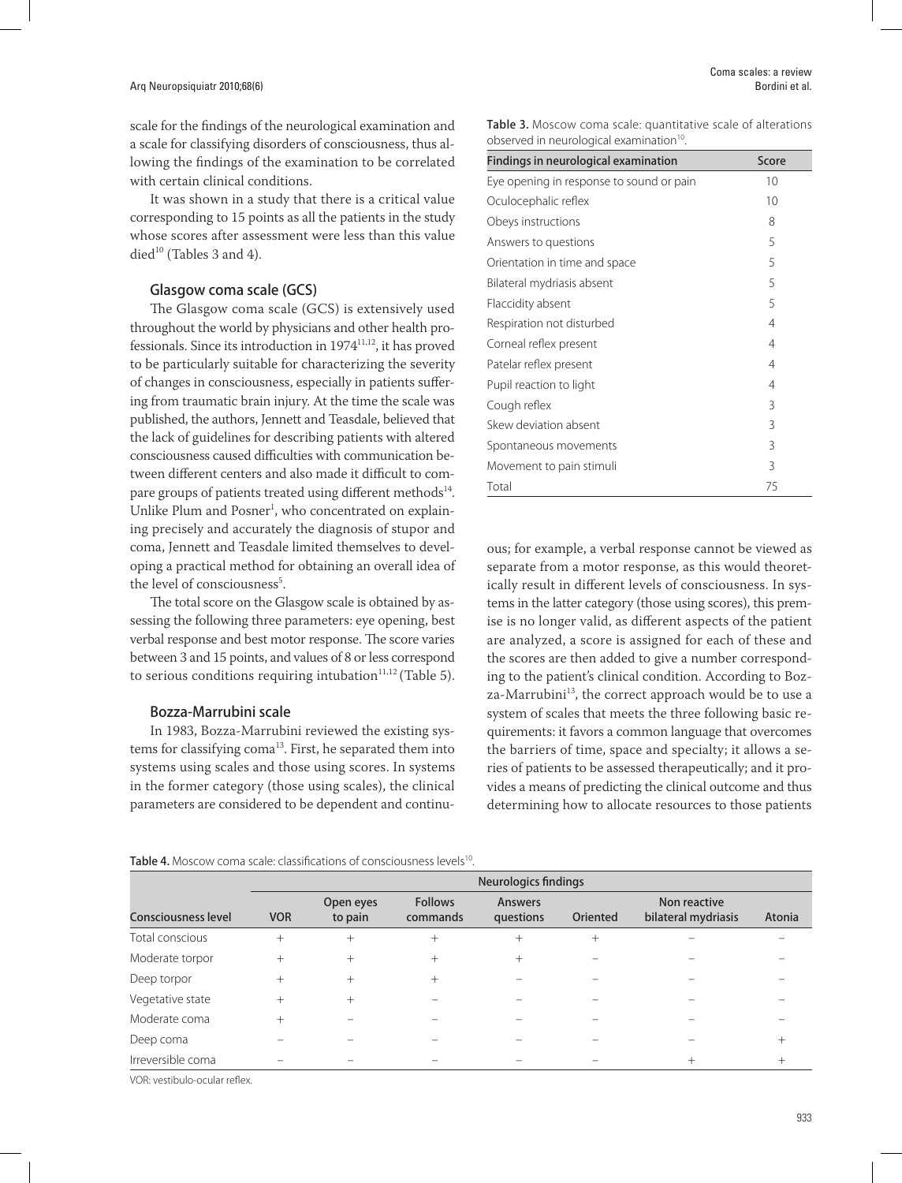scale for the findings of the neurological examination and a scale for classifying disorders of consciousness, thus allowing the findings of the examination to be correlated with certain clinical conditions.

It was shown in a study that there is a critical value corresponding to 15 points as all the patients in the study whose scores after assessment were less than this value died[10] (Tables 3 and 4).

### Glasgow coma scale (GCS)

The Glasgow coma scale (GCS) is extensively used throughout the world by physicians and other health professionals. Since its introduction in 1974[11,12], it has proved to be particularly suitable for characterizing the severity of changes in consciousness, especially in patients suffering from traumatic brain injury. At the time the scale was published, the authors, Jennett and Teasdale, believed that the lack of guidelines for describing patients with altered consciousness caused difficulties with communication between different centers and also made it difficult to compare groups of patients treated using different methods[14]. Unlike Plum and Posner[1], who concentrated on explaining precisely and accurately the diagnosis of stupor and coma, Jennett and Teasdale limited themselves to developing a practical method for obtaining an overall idea of the level of consciousness[5].

The total score on the Glasgow scale is obtained by assessing the following three parameters: eye opening, best verbal response and best motor response. The score varies between 3 and 15 points, and values of 8 or less correspond to serious conditions requiring intubation[11,12] (Table 5).

### Bozza-Marrubini scale

In 1983, Bozza-Marrubini reviewed the existing systems for classifying coma[13]. First, he separated them into systems using scales and those using scores. In systems in the former category (those using scales), the clinical parameters are considered to be dependent and continuous; for example, a verbal response cannot be viewed as separate from a motor response, as this would theoretically result in different levels of consciousness. In systems in the latter category (those using scores), this premise is no longer valid, as different aspects of the patient are analyzed, a score is assigned for each of these and the scores are then added to give a number corresponding to the patient's clinical condition. According to Bozza-Marrubini[13], the correct approach would be to use a system of scales that meets the three following basic requirements: it favors a common language that overcomes the barriers of time, space and specialty; it allows a series of patients to be assessed therapeutically; and it provides a means of predicting the clinical outcome and thus determining how to allocate resources to those patients

**Table 3.** Moscow coma scale: quantitative scale of alterations observed in neurological examination[10].

| Findings in neurological examination | Score |
|---|---|
| Eye opening in response to sound or pain | 10 |
| Oculocephalic reflex | 10 |
| Obeys instructions | 8 |
| Answers to questions | 5 |
| Orientation in time and space | 5 |
| Bilateral mydriasis absent | 5 |
| Flaccidity absent | 5 |
| Respiration not disturbed | 4 |
| Corneal reflex present | 4 |
| Patelar reflex present | 4 |
| Pupil reaction to light | 4 |
| Cough reflex | 3 |
| Skew deviation absent | 3 |
| Spontaneous movements | 3 |
| Movement to pain stimuli | 3 |
| Total | 75 |

**Table 4.** Moscow coma scale: classifications of consciousness levels[10].

| | Neurologics findings | | | | | | |
|---|---|---|---|---|---|---|---|
| Consciousness level | VOR | Open eyes to pain | Follows commands | Answers questions | Oriented | Non reactive bilateral mydriasis | Atonia |
| Total conscious | + | + | + | + | + | – | – |
| Moderate torpor | + | + | + | + | – | – | – |
| Deep torpor | + | + | + | – | – | – | – |
| Vegetative state | + | + | – | – | – | – | – |
| Moderate coma | + | – | – | – | – | – | – |
| Deep coma | – | – | – | – | – | – | + |
| Irreversible coma | – | – | – | – | – | + | + |

VOR: vestibulo-ocular reflex.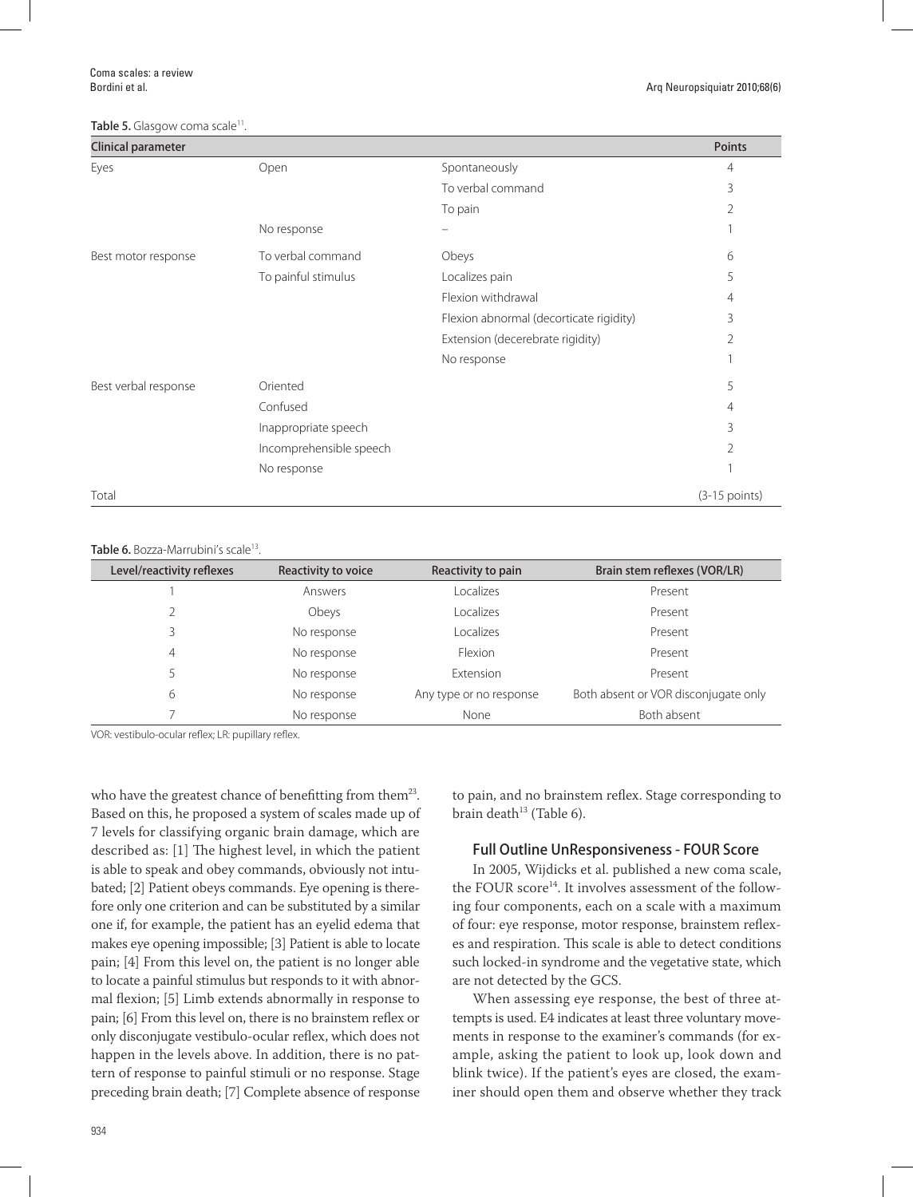**Table 5.** Glasgow coma scale[11].

| Clinical parameter | | | Points |
|---|---|---|---|
| Eyes | Open | Spontaneously | 4 |
| | | To verbal command | 3 |
| | | To pain | 2 |
| | No response | – | 1 |
| Best motor response | To verbal command | Obeys | 6 |
| | To painful stimulus | Localizes pain | 5 |
| | | Flexion withdrawal | 4 |
| | | Flexion abnormal (decorticate rigidity) | 3 |
| | | Extension (decerebrate rigidity) | 2 |
| | | No response | 1 |
| Best verbal response | Oriented | | 5 |
| | Confused | | 4 |
| | Inappropriate speech | | 3 |
| | Incomprehensible speech | | 2 |
| | No response | | 1 |
| Total | | | (3-15 points) |

**Table 6.** Bozza-Marrubini's scale[13].

| Level/reactivity reflexes | Reactivity to voice | Reactivity to pain | Brain stem reflexes (VOR/LR) |
|---|---|---|---|
| 1 | Answers | Localizes | Present |
| 2 | Obeys | Localizes | Present |
| 3 | No response | Localizes | Present |
| 4 | No response | Flexion | Present |
| 5 | No response | Extension | Present |
| 6 | No response | Any type or no response | Both absent or VOR disconjugate only |
| 7 | No response | None | Both absent |

VOR: vestibulo-ocular reflex; LR: pupillary reflex.

who have the greatest chance of benefitting from them[23]. Based on this, he proposed a system of scales made up of 7 levels for classifying organic brain damage, which are described as: [1] The highest level, in which the patient is able to speak and obey commands, obviously not intubated; [2] Patient obeys commands. Eye opening is therefore only one criterion and can be substituted by a similar one if, for example, the patient has an eyelid edema that makes eye opening impossible; [3] Patient is able to locate pain; [4] From this level on, the patient is no longer able to locate a painful stimulus but responds to it with abnormal flexion; [5] Limb extends abnormally in response to pain; [6] From this level on, there is no brainstem reflex or only disconjugate vestibulo-ocular reflex, which does not happen in the levels above. In addition, there is no pattern of response to painful stimuli or no response. Stage preceding brain death; [7] Complete absence of response to pain, and no brainstem reflex. Stage corresponding to brain death[13] (Table 6).

### Full Outline UnResponsiveness - FOUR Score

In 2005, Wijdicks et al. published a new coma scale, the FOUR score[14]. It involves assessment of the following four components, each on a scale with a maximum of four: eye response, motor response, brainstem reflexes and respiration. This scale is able to detect conditions such locked-in syndrome and the vegetative state, which are not detected by the GCS.

When assessing eye response, the best of three attempts is used. E4 indicates at least three voluntary movements in response to the examiner's commands (for example, asking the patient to look up, look down and blink twice). If the patient's eyes are closed, the examiner should open them and observe whether they track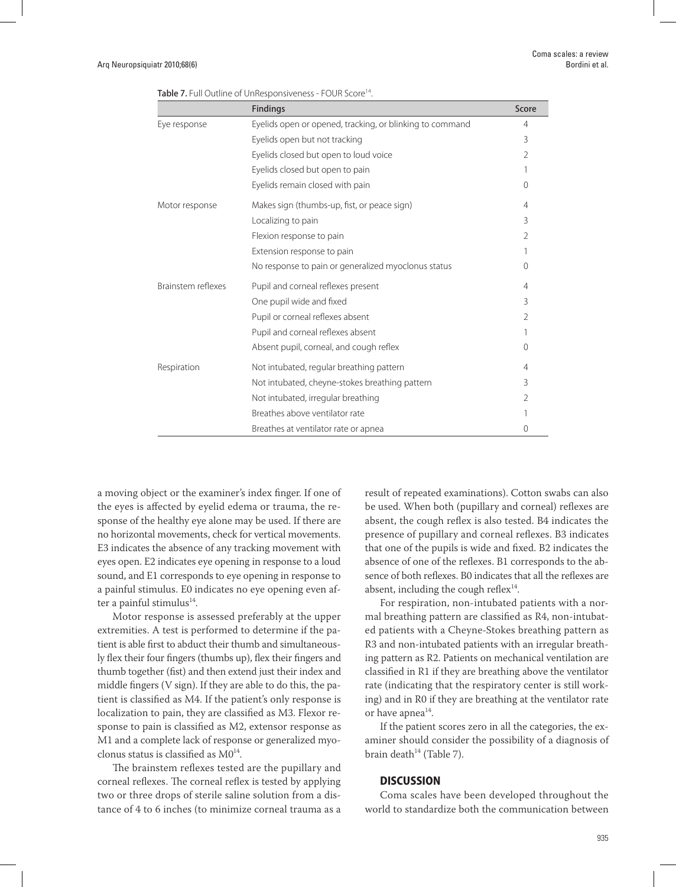Table 7. Full Outline of UnResponsiveness - FOUR Score[14].

| | Findings | Score |
|---|---|---|
| Eye response | Eyelids open or opened, tracking, or blinking to command | 4 |
| | Eyelids open but not tracking | 3 |
| | Eyelids closed but open to loud voice | 2 |
| | Eyelids closed but open to pain | 1 |
| | Eyelids remain closed with pain | 0 |
| Motor response | Makes sign (thumbs-up, fist, or peace sign) | 4 |
| | Localizing to pain | 3 |
| | Flexion response to pain | 2 |
| | Extension response to pain | 1 |
| | No response to pain or generalized myoclonus status | 0 |
| Brainstem reflexes | Pupil and corneal reflexes present | 4 |
| | One pupil wide and fixed | 3 |
| | Pupil or corneal reflexes absent | 2 |
| | Pupil and corneal reflexes absent | 1 |
| | Absent pupil, corneal, and cough reflex | 0 |
| Respiration | Not intubated, regular breathing pattern | 4 |
| | Not intubated, cheyne-stokes breathing pattern | 3 |
| | Not intubated, irregular breathing | 2 |
| | Breathes above ventilator rate | 1 |
| | Breathes at ventilator rate or apnea | 0 |

a moving object or the examiner's index finger. If one of the eyes is affected by eyelid edema or trauma, the response of the healthy eye alone may be used. If there are no horizontal movements, check for vertical movements. E3 indicates the absence of any tracking movement with eyes open. E2 indicates eye opening in response to a loud sound, and E1 corresponds to eye opening in response to a painful stimulus. E0 indicates no eye opening even after a painful stimulus[14].

Motor response is assessed preferably at the upper extremities. A test is performed to determine if the patient is able first to abduct their thumb and simultaneously flex their four fingers (thumbs up), flex their fingers and thumb together (fist) and then extend just their index and middle fingers (V sign). If they are able to do this, the patient is classified as M4. If the patient's only response is localization to pain, they are classified as M3. Flexor response to pain is classified as M2, extensor response as M1 and a complete lack of response or generalized myoclonus status is classified as M0[14].

The brainstem reflexes tested are the pupillary and corneal reflexes. The corneal reflex is tested by applying two or three drops of sterile saline solution from a distance of 4 to 6 inches (to minimize corneal trauma as a result of repeated examinations). Cotton swabs can also be used. When both (pupillary and corneal) reflexes are absent, the cough reflex is also tested. B4 indicates the presence of pupillary and corneal reflexes. B3 indicates that one of the pupils is wide and fixed. B2 indicates the absence of one of the reflexes. B1 corresponds to the absence of both reflexes. B0 indicates that all the reflexes are absent, including the cough reflex[14].

For respiration, non-intubated patients with a normal breathing pattern are classified as R4, non-intubated patients with a Cheyne-Stokes breathing pattern as R3 and non-intubated patients with an irregular breathing pattern as R2. Patients on mechanical ventilation are classified in R1 if they are breathing above the ventilator rate (indicating that the respiratory center is still working) and in R0 if they are breathing at the ventilator rate or have apnea[14].

If the patient scores zero in all the categories, the examiner should consider the possibility of a diagnosis of brain death[14] (Table 7).

## DISCUSSION

Coma scales have been developed throughout the world to standardize both the communication between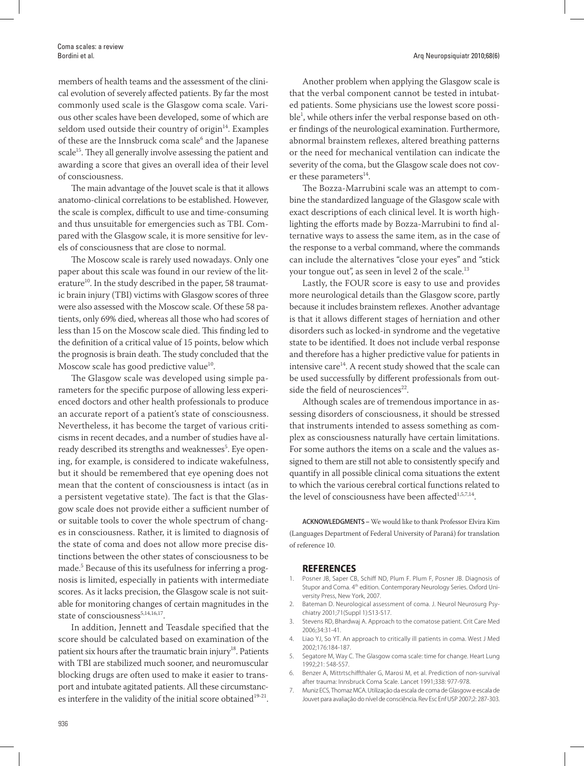members of health teams and the assessment of the clinical evolution of severely affected patients. By far the most commonly used scale is the Glasgow coma scale. Various other scales have been developed, some of which are seldom used outside their country of origin[14]. Examples of these are the Innsbruck coma scale[6] and the Japanese scale[15]. They all generally involve assessing the patient and awarding a score that gives an overall idea of their level of consciousness.

The main advantage of the Jouvet scale is that it allows anatomo-clinical correlations to be established. However, the scale is complex, difficult to use and time-consuming and thus unsuitable for emergencies such as TBI. Compared with the Glasgow scale, it is more sensitive for levels of consciousness that are close to normal.

The Moscow scale is rarely used nowadays. Only one paper about this scale was found in our review of the literature[10]. In the study described in the paper, 58 traumatic brain injury (TBI) victims with Glasgow scores of three were also assessed with the Moscow scale. Of these 58 patients, only 69% died, whereas all those who had scores of less than 15 on the Moscow scale died. This finding led to the definition of a critical value of 15 points, below which the prognosis is brain death. The study concluded that the Moscow scale has good predictive value[10].

The Glasgow scale was developed using simple parameters for the specific purpose of allowing less experienced doctors and other health professionals to produce an accurate report of a patient's state of consciousness. Nevertheless, it has become the target of various criticisms in recent decades, and a number of studies have already described its strengths and weaknesses[5]. Eye opening, for example, is considered to indicate wakefulness, but it should be remembered that eye opening does not mean that the content of consciousness is intact (as in a persistent vegetative state). The fact is that the Glasgow scale does not provide either a sufficient number of or suitable tools to cover the whole spectrum of changes in consciousness. Rather, it is limited to diagnosis of the state of coma and does not allow more precise distinctions between the other states of consciousness to be made.[5] Because of this its usefulness for inferring a prognosis is limited, especially in patients with intermediate scores. As it lacks precision, the Glasgow scale is not suitable for monitoring changes of certain magnitudes in the state of consciousness[5,14,16,17].

In addition, Jennett and Teasdale specified that the score should be calculated based on examination of the patient six hours after the traumatic brain injury[18]. Patients with TBI are stabilized much sooner, and neuromuscular blocking drugs are often used to make it easier to transport and intubate agitated patients. All these circumstances interfere in the validity of the initial score obtained[19-21].

Another problem when applying the Glasgow scale is that the verbal component cannot be tested in intubated patients. Some physicians use the lowest score possible[1], while others infer the verbal response based on other findings of the neurological examination. Furthermore, abnormal brainstem reflexes, altered breathing patterns or the need for mechanical ventilation can indicate the severity of the coma, but the Glasgow scale does not cover these parameters[14].

The Bozza-Marrubini scale was an attempt to combine the standardized language of the Glasgow scale with exact descriptions of each clinical level. It is worth highlighting the efforts made by Bozza-Marrubini to find alternative ways to assess the same item, as in the case of the response to a verbal command, where the commands can include the alternatives "close your eyes" and "stick your tongue out", as seen in level 2 of the scale.[13]

Lastly, the FOUR score is easy to use and provides more neurological details than the Glasgow score, partly because it includes brainstem reflexes. Another advantage is that it allows different stages of herniation and other disorders such as locked-in syndrome and the vegetative state to be identified. It does not include verbal response and therefore has a higher predictive value for patients in intensive care[14]. A recent study showed that the scale can be used successfully by different professionals from outside the field of neurosciences[22].

Although scales are of tremendous importance in assessing disorders of consciousness, it should be stressed that instruments intended to assess something as complex as consciousness naturally have certain limitations. For some authors the items on a scale and the values assigned to them are still not able to consistently specify and quantify in all possible clinical coma situations the extent to which the various cerebral cortical functions related to the level of consciousness have been affected[1,5,7,14].

**ACKNOWLEDGMENTS** – We would like to thank Professor Elvira Kim (Languages Department of Federal University of Paraná) for translation of reference 10.

## REFERENCES

1. Posner JB, Saper CB, Schiff ND, Plum F. Plum F, Posner JB. Diagnosis of Stupor and Coma. 4th edition. Contemporary Neurology Series. Oxford University Press, New York, 2007.
2. Bateman D. Neurological assessment of coma. J. Neurol Neurosurg Psychiatry 2001;71(Suppl 1):S13-S17.
3. Stevens RD, Bhardwaj A. Approach to the comatose patient. Crit Care Med 2006;34:31-41.
4. Liao YJ, So YT. An approach to critically ill patients in coma. West J Med 2002;176:184-187.
5. Segatore M, Way C. The Glasgow coma scale: time for change. Heart Lung 1992;21: 548-557.
6. Benzer A, Mittrtschiffthaler G, Marosi M, et al. Prediction of non-survival after trauma: Innsbruck Coma Scale. Lancet 1991;338: 977-978.
7. Muniz ECS, Thomaz MCA. Utilização da escala de coma de Glasgow e escala de Jouvet para avaliação do nível de consciência. Rev Esc Enf USP 2007;2: 287-303.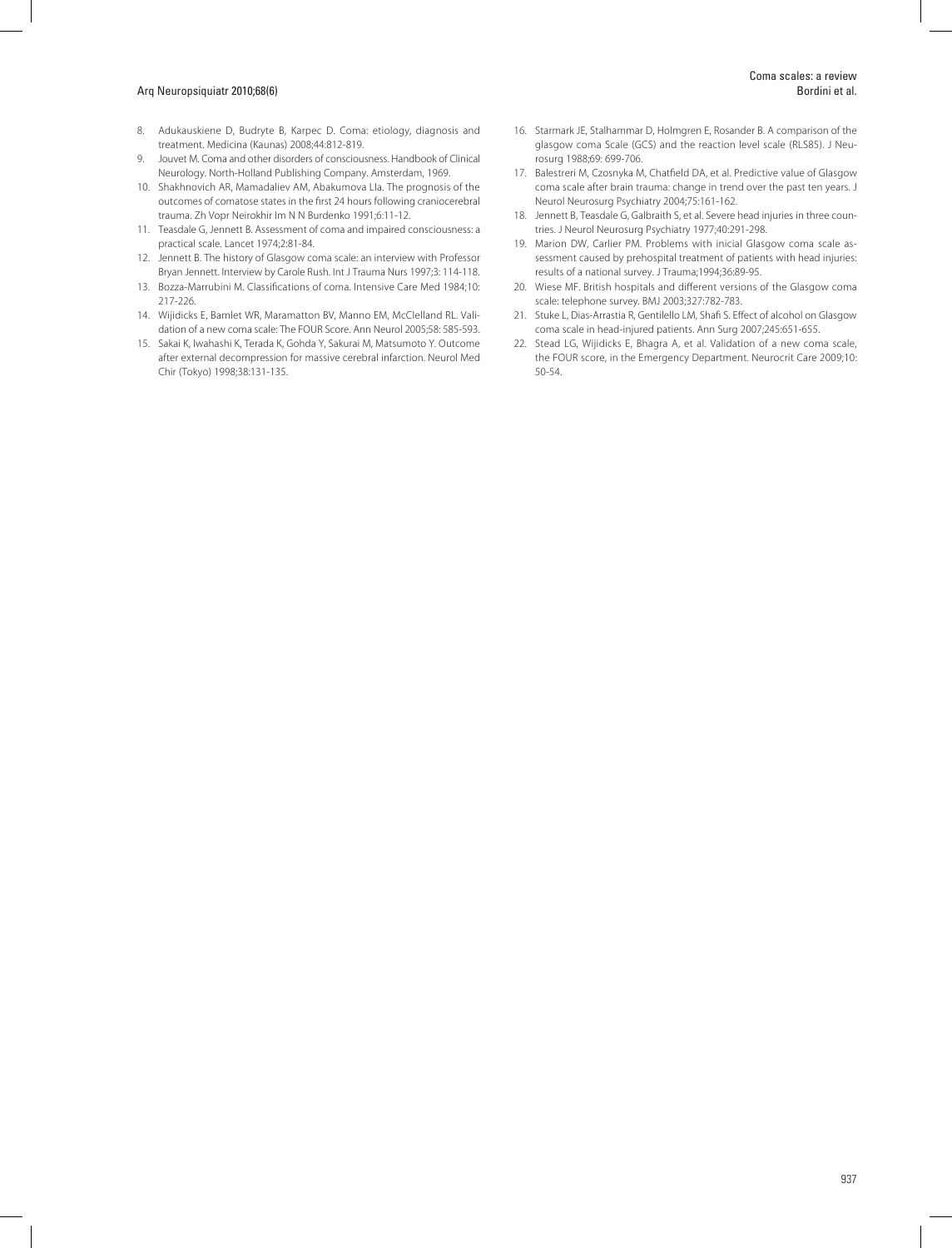8. Adukauskiene D, Budryte B, Karpec D. Coma: etiology, diagnosis and treatment. Medicina (Kaunas) 2008;44:812-819.
9. Jouvet M. Coma and other disorders of consciousness. Handbook of Clinical Neurology. North-Holland Publishing Company. Amsterdam, 1969.
10. Shakhnovich AR, Mamadaliev AM, Abakumova LIa. The prognosis of the outcomes of comatose states in the first 24 hours following craniocerebral trauma. Zh Vopr Neirokhir Im N N Burdenko 1991;6:11-12.
11. Teasdale G, Jennett B. Assessment of coma and impaired consciousness: a practical scale. Lancet 1974;2:81-84.
12. Jennett B. The history of Glasgow coma scale: an interview with Professor Bryan Jennett. Interview by Carole Rush. Int J Trauma Nurs 1997;3: 114-118.
13. Bozza-Marrubini M. Classifications of coma. Intensive Care Med 1984;10: 217-226.
14. Wijidicks E, Bamlet WR, Maramatton BV, Manno EM, McClelland RL. Validation of a new coma scale: The FOUR Score. Ann Neurol 2005;58: 585-593.
15. Sakai K, Iwahashi K, Terada K, Gohda Y, Sakurai M, Matsumoto Y. Outcome after external decompression for massive cerebral infarction. Neurol Med Chir (Tokyo) 1998;38:131-135.
16. Starmark JE, Stalhammar D, Holmgren E, Rosander B. A comparison of the glasgow coma Scale (GCS) and the reaction level scale (RLS85). J Neurosurg 1988;69: 699-706.
17. Balestreri M, Czosnyka M, Chatfield DA, et al. Predictive value of Glasgow coma scale after brain trauma: change in trend over the past ten years. J Neurol Neurosurg Psychiatry 2004;75:161-162.
18. Jennett B, Teasdale G, Galbraith S, et al. Severe head injuries in three countries. J Neurol Neurosurg Psychiatry 1977;40:291-298.
19. Marion DW, Carlier PM. Problems with inicial Glasgow coma scale assessment caused by prehospital treatment of patients with head injuries: results of a national survey. J Trauma;1994;36:89-95.
20. Wiese MF. British hospitals and different versions of the Glasgow coma scale: telephone survey. BMJ 2003;327:782-783.
21. Stuke L, Dias-Arrastia R, Gentilello LM, Shafi S. Effect of alcohol on Glasgow coma scale in head-injured patients. Ann Surg 2007;245:651-655.
22. Stead LG, Wijidicks E, Bhagra A, et al. Validation of a new coma scale, the FOUR score, in the Emergency Department. Neurocrit Care 2009;10: 50-54.